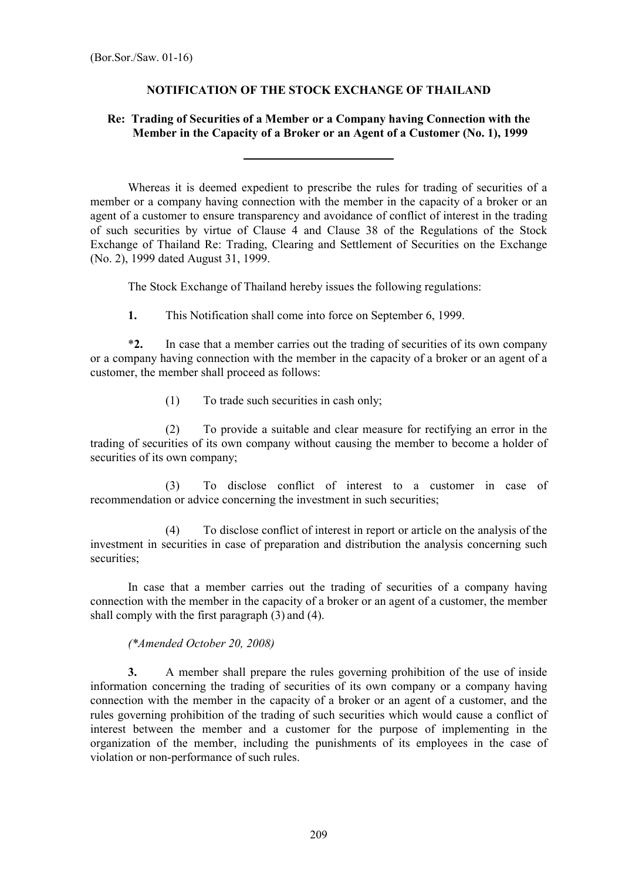(Bor.Sor./Saw. 01-16)

# NOTIFICATION OF THE STOCK EXCHANGE OF THAILAND

## Re: Trading of Securities of a Member or a Company having Connection with the Member in the Capacity of a Broker or an Agent of a Customer (No. 1), 1999

---

Whereas it is deemed expedient to prescribe the rules for trading of securities of a member or a company having connection with the member in the capacity of a broker or an agent of a customer to ensure transparency and avoidance of conflict of interest in the trading of such securities by virtue of Clause 4 and Clause 38 of the Regulations of the Stock Exchange of Thailand Re: Trading, Clearing and Settlement of Securities on the Exchange (No. 2), 1999 dated August 31, 1999.

The Stock Exchange of Thailand hereby issues the following regulations:

**1.** This Notification shall come into force on September 6, 1999.

*​**2.** In case that a member carries out the trading of securities of its own company or a company having connection with the member in the capacity of a broker or an agent of a customer, the member shall proceed as follows:

(1) To trade such securities in cash only;

(2) To provide a suitable and clear measure for rectifying an error in the trading of securities of its own company without causing the member to become a holder of securities of its own company;

(3) To disclose conflict of interest to a customer in case of recommendation or advice concerning the investment in such securities;

(4) To disclose conflict of interest in report or article on the analysis of the investment in securities in case of preparation and distribution the analysis concerning such securities;

In case that a member carries out the trading of securities of a company having connection with the member in the capacity of a broker or an agent of a customer, the member shall comply with the first paragraph (3) and (4).

*(*Amended October 20, 2008)*

**3.** A member shall prepare the rules governing prohibition of the use of inside information concerning the trading of securities of its own company or a company having connection with the member in the capacity of a broker or an agent of a customer, and the rules governing prohibition of the trading of such securities which would cause a conflict of interest between the member and a customer for the purpose of implementing in the organization of the member, including the punishments of its employees in the case of violation or non-performance of such rules.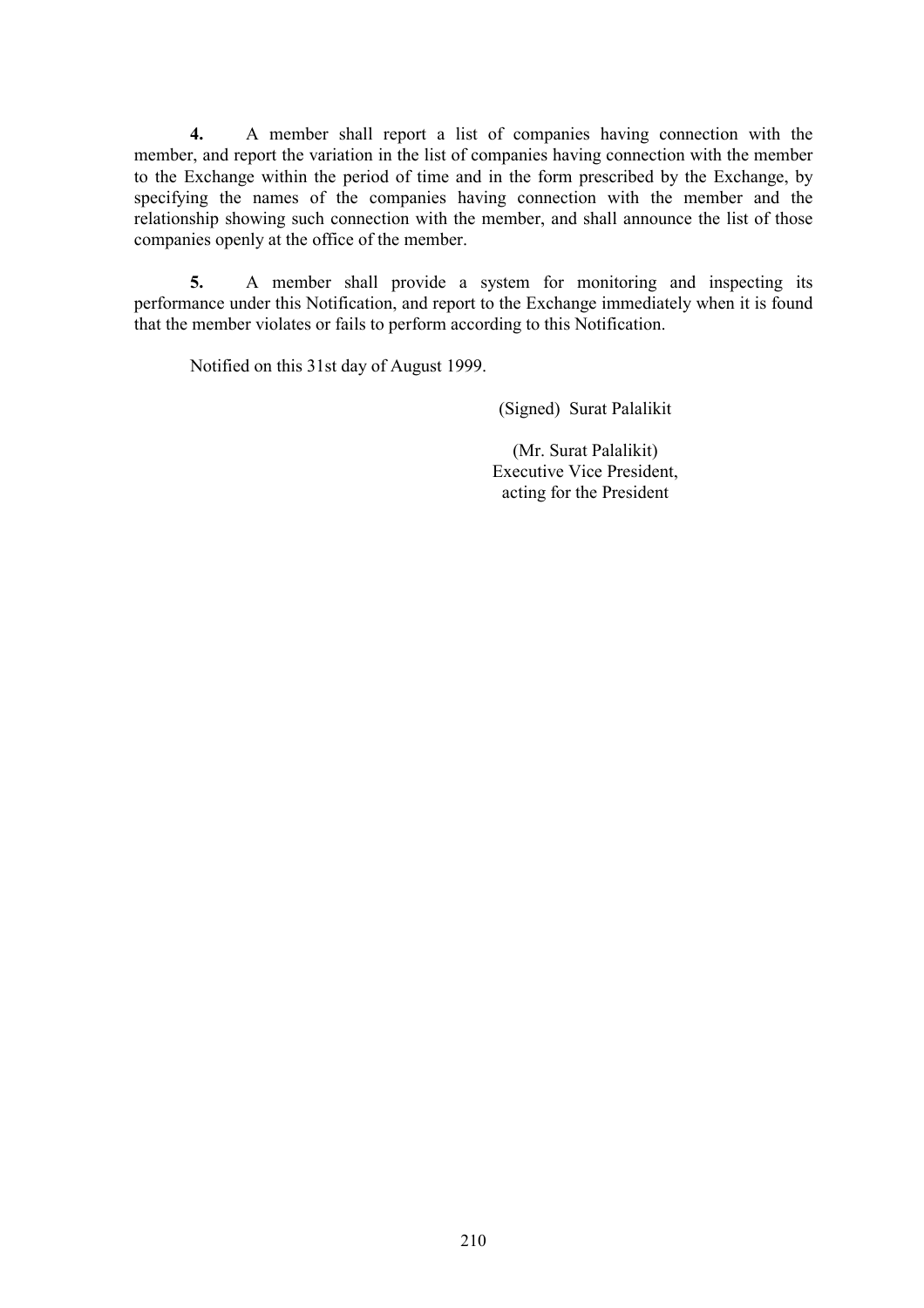**4.** A member shall report a list of companies having connection with the member, and report the variation in the list of companies having connection with the member to the Exchange within the period of time and in the form prescribed by the Exchange, by specifying the names of the companies having connection with the member and the relationship showing such connection with the member, and shall announce the list of those companies openly at the office of the member.

**5.** A member shall provide a system for monitoring and inspecting its performance under this Notification, and report to the Exchange immediately when it is found that the member violates or fails to perform according to this Notification.

Notified on this 31st day of August 1999.

(Signed) Surat Palalikit

(Mr. Surat Palalikit)
Executive Vice President,
acting for the President